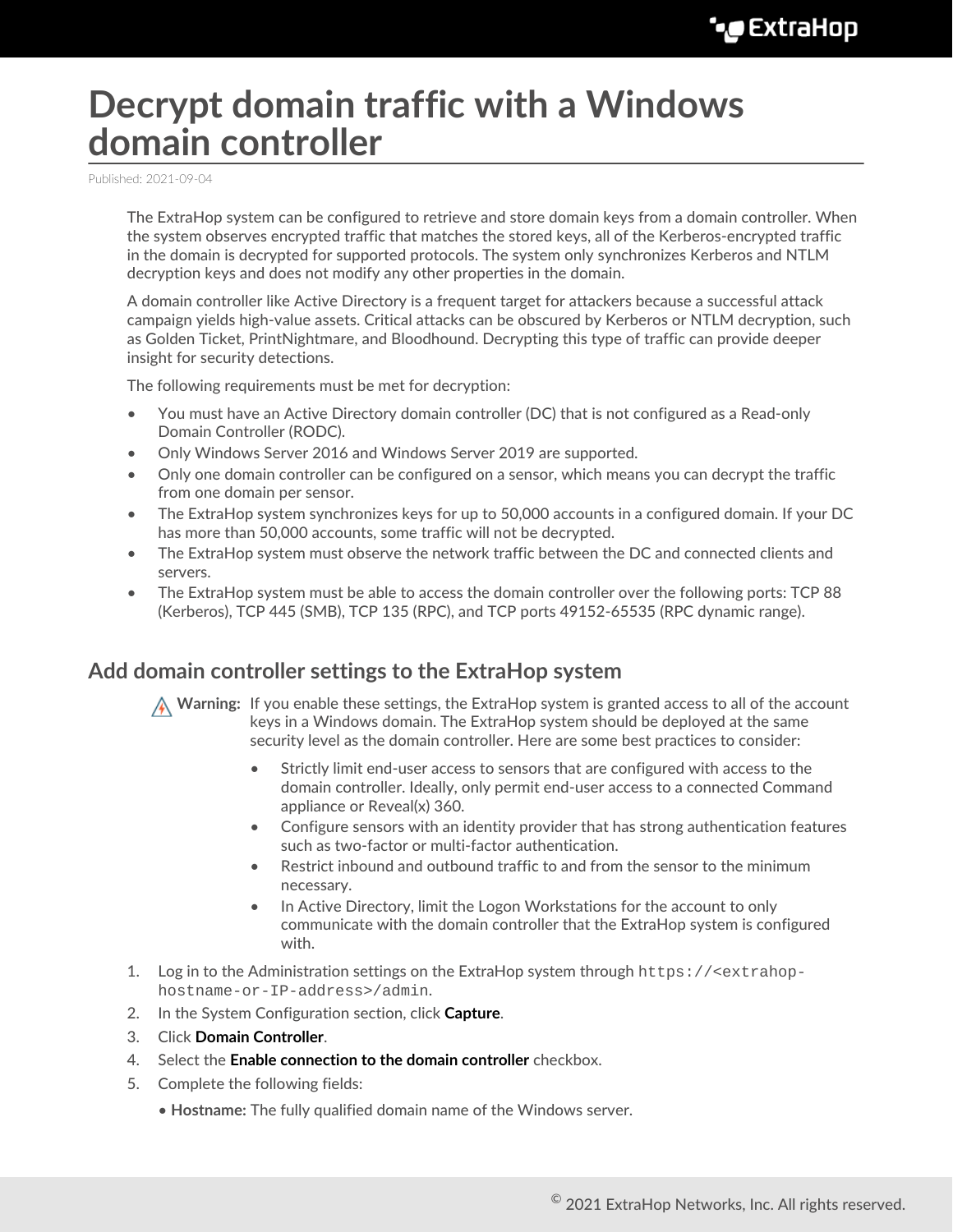# Decrypt domain traffic with a Windows domain controller

Published: 2021-09-04

The ExtraHop system can be configured to retrieve and store domain keys from a domain controller. When the system observes encrypted traffic that matches the stored keys, all of the Kerberos-encrypted traffic in the domain is decrypted for supported protocols. The system only synchronizes Kerberos and NTLM decryption keys and does not modify any other properties in the domain.

A domain controller like Active Directory is a frequent target for attackers because a successful attack campaign yields high-value assets. Critical attacks can be obscured by Kerberos or NTLM decryption, such as Golden Ticket, PrintNightmare, and Bloodhound. Decrypting this type of traffic can provide deeper insight for security detections.

The following requirements must be met for decryption:

- You must have an Active Directory domain controller (DC) that is not configured as a Read-only Domain Controller (RODC).
- Only Windows Server 2016 and Windows Server 2019 are supported.
- Only one domain controller can be configured on a sensor, which means you can decrypt the traffic from one domain per sensor.
- The ExtraHop system synchronizes keys for up to 50,000 accounts in a configured domain. If your DC has more than 50,000 accounts, some traffic will not be decrypted.
- The ExtraHop system must observe the network traffic between the DC and connected clients and servers.
- The ExtraHop system must be able to access the domain controller over the following ports: TCP 88 (Kerberos), TCP 445 (SMB), TCP 135 (RPC), and TCP ports 49152-65535 (RPC dynamic range).

## Add domain controller settings to the ExtraHop system

**Warning:** If you enable these settings, the ExtraHop system is granted access to all of the account keys in a Windows domain. The ExtraHop system should be deployed at the same security level as the domain controller. Here are some best practices to consider:

- Strictly limit end-user access to sensors that are configured with access to the domain controller. Ideally, only permit end-user access to a connected Command appliance or Reveal(x) 360.
- Configure sensors with an identity provider that has strong authentication features such as two-factor or multi-factor authentication.
- Restrict inbound and outbound traffic to and from the sensor to the minimum necessary.
- In Active Directory, limit the Logon Workstations for the account to only communicate with the domain controller that the ExtraHop system is configured with.

1. Log in to the Administration settings on the ExtraHop system through `https://<extrahop-hostname-or-IP-address>/admin`.
2. In the System Configuration section, click **Capture**.
3. Click **Domain Controller**.
4. Select the **Enable connection to the domain controller** checkbox.
5. Complete the following fields:
   - **Hostname:** The fully qualified domain name of the Windows server.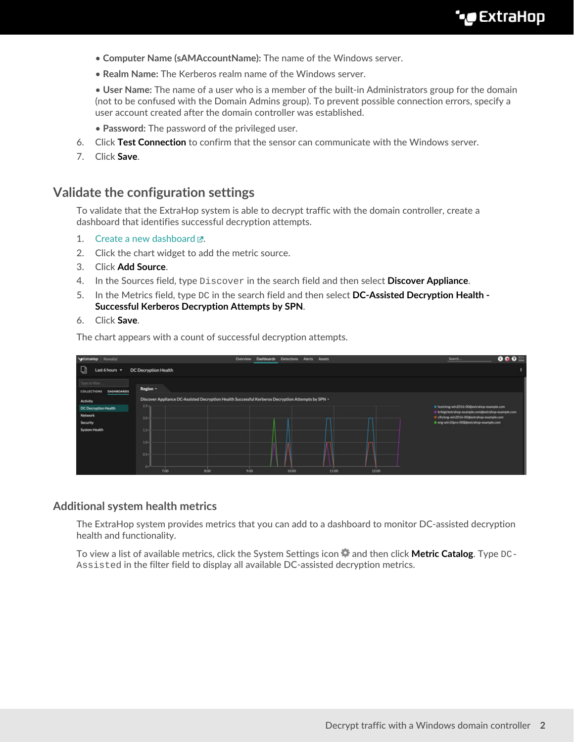- **Computer Name (sAMAccountName):** The name of the Windows server.
- **Realm Name:** The Kerberos realm name of the Windows server.
- **User Name:** The name of a user who is a member of the built-in Administrators group for the domain (not to be confused with the Domain Admins group). To prevent possible connection errors, specify a user account created after the domain controller was established.
- **Password:** The password of the privileged user.

6. Click **Test Connection** to confirm that the sensor can communicate with the Windows server.
7. Click **Save**.

## Validate the configuration settings

To validate that the ExtraHop system is able to decrypt traffic with the domain controller, create a dashboard that identifies successful decryption attempts.

1. Create a new dashboard.
2. Click the chart widget to add the metric source.
3. Click **Add Source**.
4. In the Sources field, type `Discover` in the search field and then select **Discover Appliance**.
5. In the Metrics field, type `DC` in the search field and then select **DC-Assisted Decryption Health - Successful Kerberos Decryption Attempts by SPN**.
6. Click **Save**.

The chart appears with a count of successful decryption attempts.

## Additional system health metrics

The ExtraHop system provides metrics that you can add to a dashboard to monitor DC-assisted decryption health and functionality.

To view a list of available metrics, click the System Settings icon and then click **Metric Catalog**. Type `DC-Assisted` in the filter field to display all available DC-assisted decryption metrics.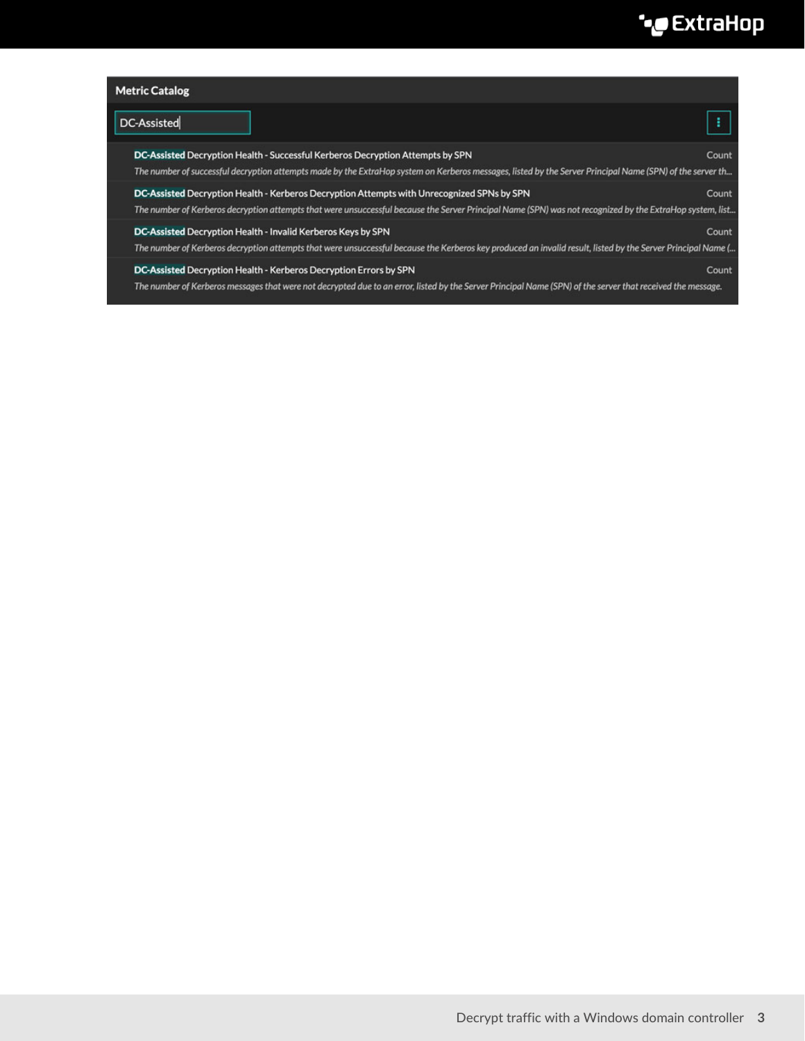**Metric Catalog**

DC-Assisted

**DC-Assisted** Decryption Health - Successful Kerberos Decryption Attempts by SPN — Count

*The number of successful decryption attempts made by the ExtraHop system on Kerberos messages, listed by the Server Principal Name (SPN) of the server th...*

**DC-Assisted** Decryption Health - Kerberos Decryption Attempts with Unrecognized SPNs by SPN — Count

*The number of Kerberos decryption attempts that were unsuccessful because the Server Principal Name (SPN) was not recognized by the ExtraHop system, list...*

**DC-Assisted** Decryption Health - Invalid Kerberos Keys by SPN — Count

*The number of Kerberos decryption attempts that were unsuccessful because the Kerberos key produced an invalid result, listed by the Server Principal Name (...*

**DC-Assisted** Decryption Health - Kerberos Decryption Errors by SPN — Count

*The number of Kerberos messages that were not decrypted due to an error, listed by the Server Principal Name (SPN) of the server that received the message.*